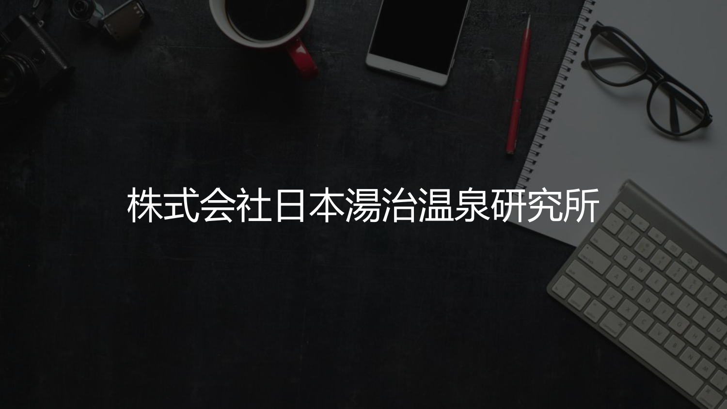# 株式会社日本湯治温泉研究所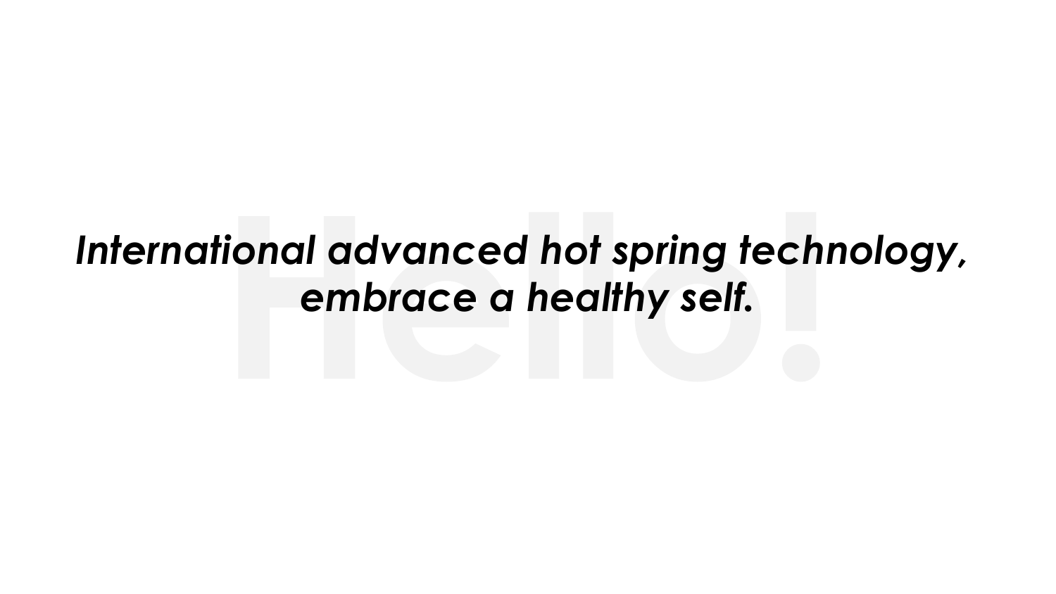Hello!

***International advanced hot spring technology, embrace a healthy self.***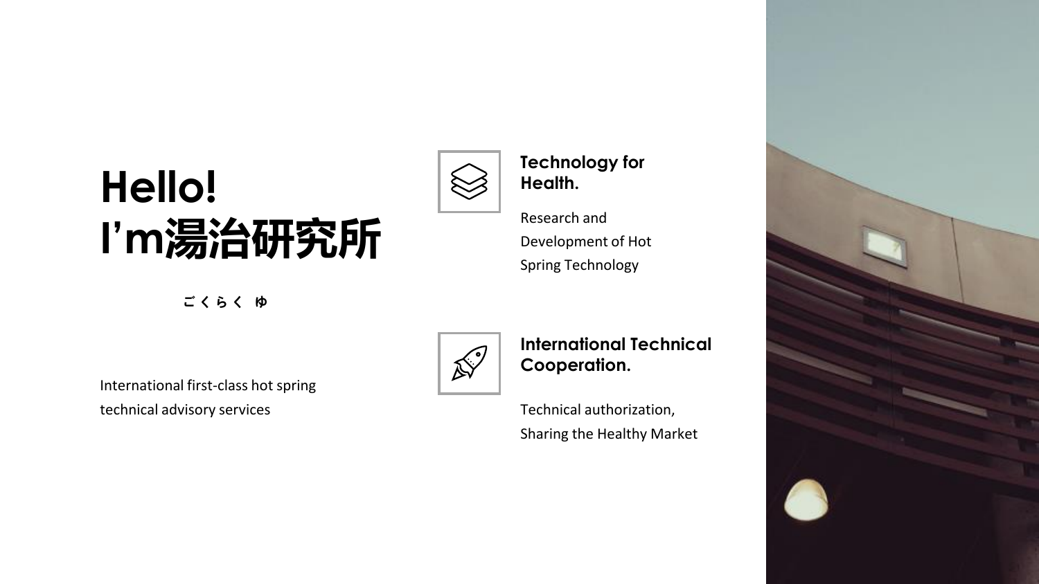# Hello!
# I'm湯治研究所

ごくらく ゆ

International first-class hot spring technical advisory services

### Technology for Health.

Research and Development of Hot Spring Technology

### International Technical Cooperation.

Technical authorization, Sharing the Healthy Market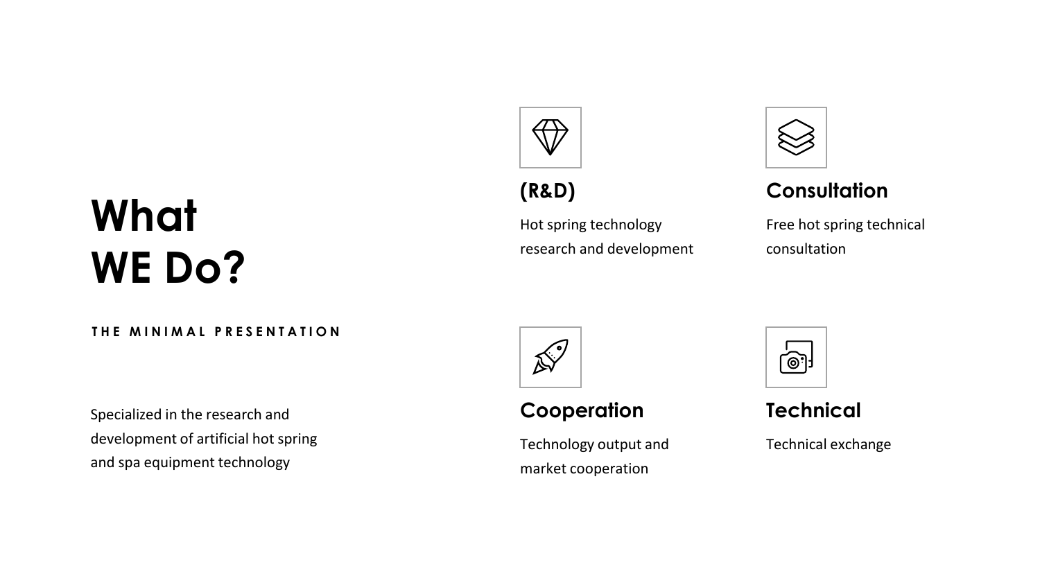# What WE Do?

**THE MINIMAL PRESENTATION**

Specialized in the research and development of artificial hot spring and spa equipment technology

## (R&D)

Hot spring technology research and development

## Consultation

Free hot spring technical consultation

## Cooperation

Technology output and market cooperation

## Technical

Technical exchange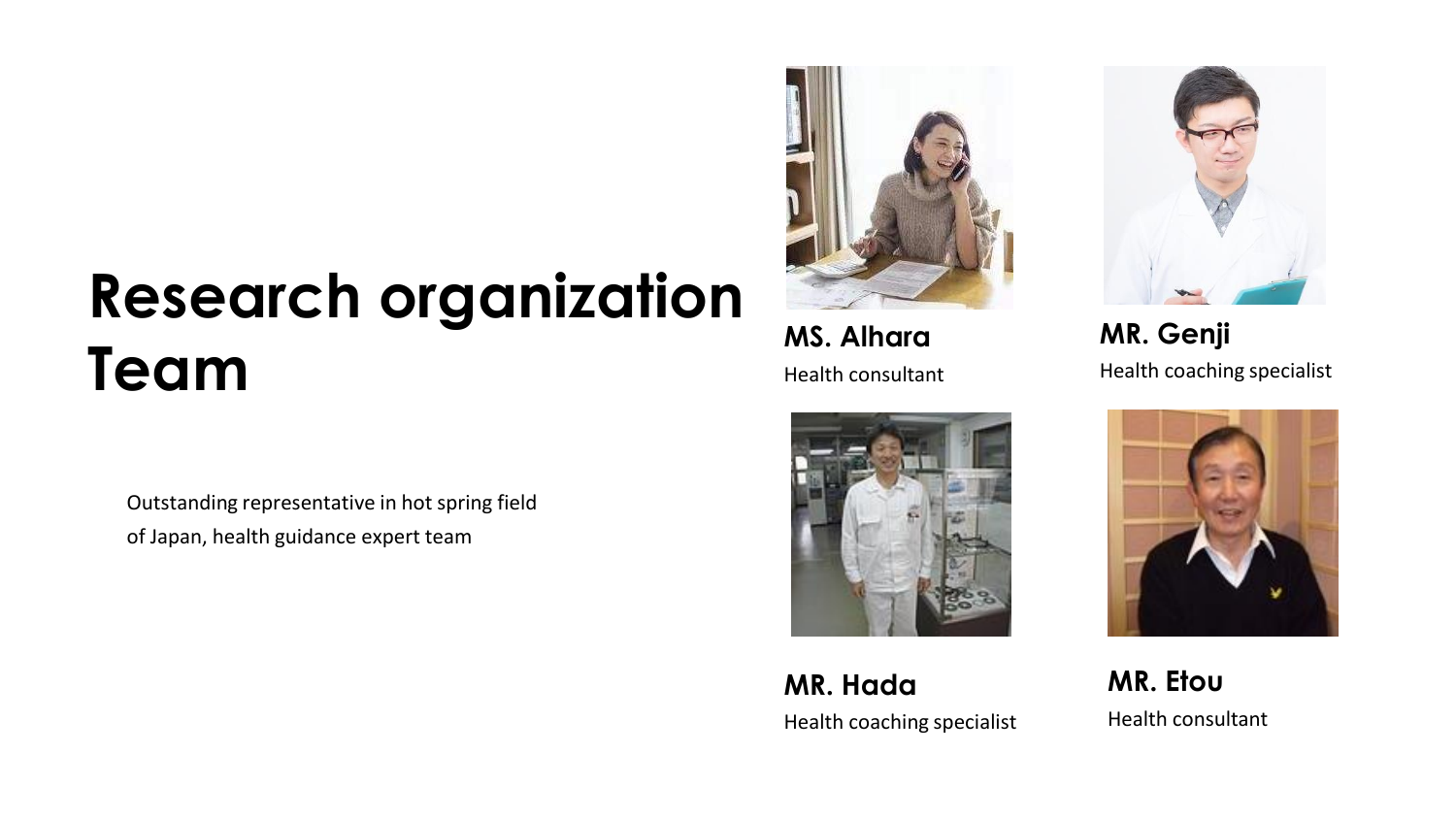# Research organization Team

Outstanding representative in hot spring field of Japan, health guidance expert team

**MS. Alhara**
Health consultant

**MR. Genji**
Health coaching specialist

**MR. Hada**
Health coaching specialist

**MR. Etou**
Health consultant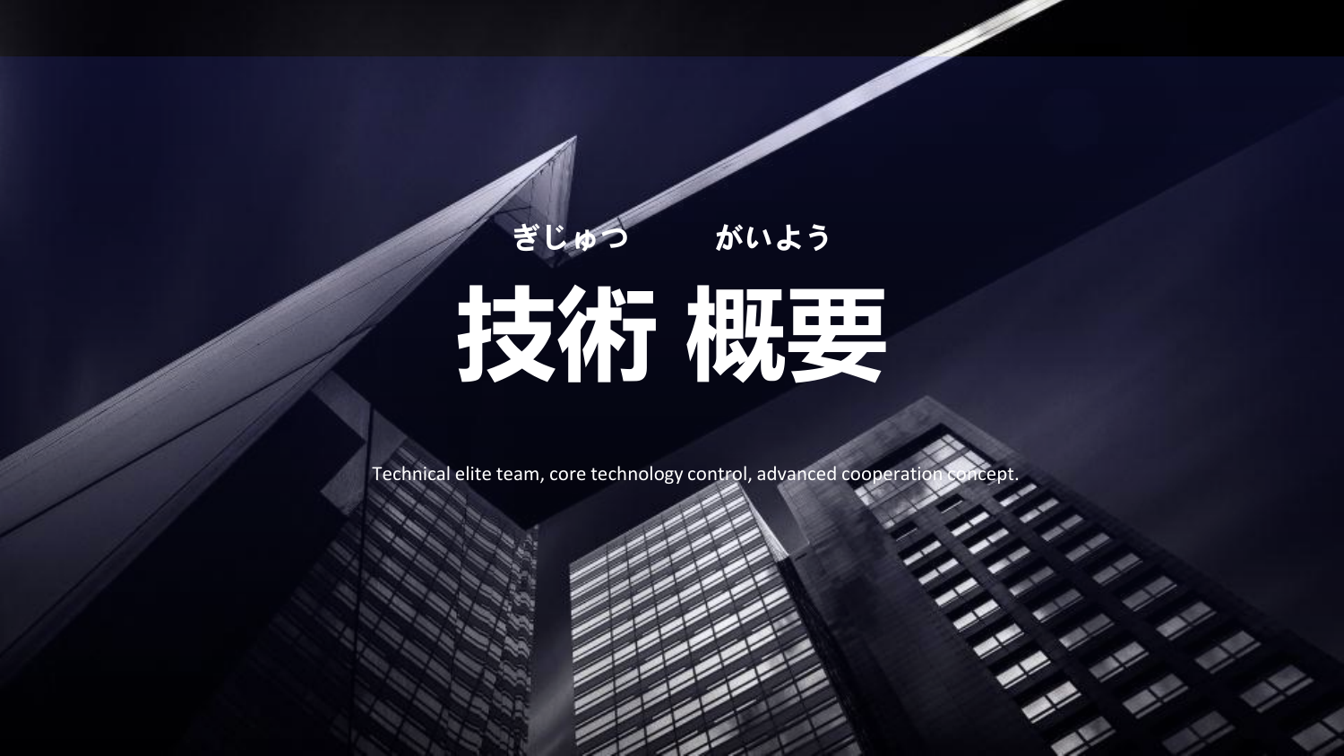ぎじゅつ　　がいよう

# 技術 概要

Technical elite team, core technology control, advanced cooperation concept.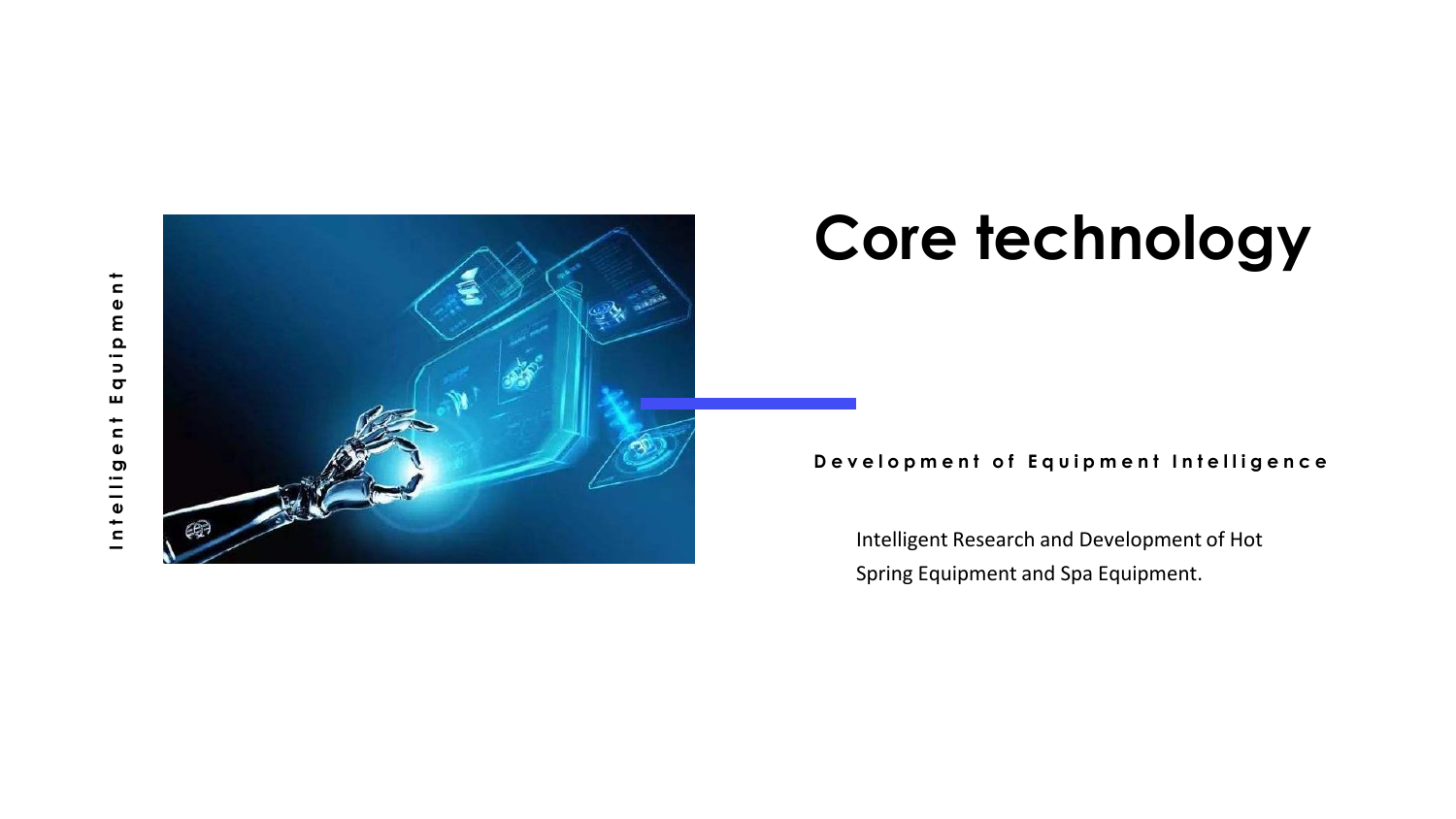Intelligent Equipment

# Core technology

**Development of Equipment Intelligence**

Intelligent Research and Development of Hot Spring Equipment and Spa Equipment.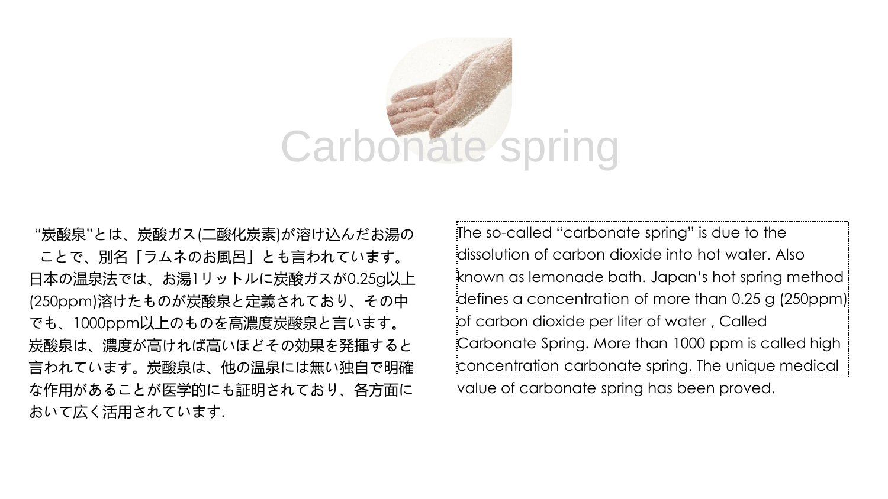# Carbonate spring

“炭酸泉”とは、炭酸ガス(二酸化炭素)が溶け込んだお湯のことで、別名「ラムネのお風呂」とも言われています。日本の温泉法では、お湯1リットルに炭酸ガスが0.25g以上(250ppm)溶けたものが炭酸泉と定義されており、その中でも、1000ppm以上のものを高濃度炭酸泉と言います。炭酸泉は、濃度が高ければ高いほどその効果を発揮すると言われています。炭酸泉は、他の温泉には無い独自で明確な作用があることが医学的にも証明されており、各方面において広く活用されています.

The so-called “carbonate spring” is due to the dissolution of carbon dioxide into hot water. Also known as lemonade bath. Japan‘s hot spring method defines a concentration of more than 0.25 g (250ppm) of carbon dioxide per liter of water , Called Carbonate Spring. More than 1000 ppm is called high concentration carbonate spring. The unique medical value of carbonate spring has been proved.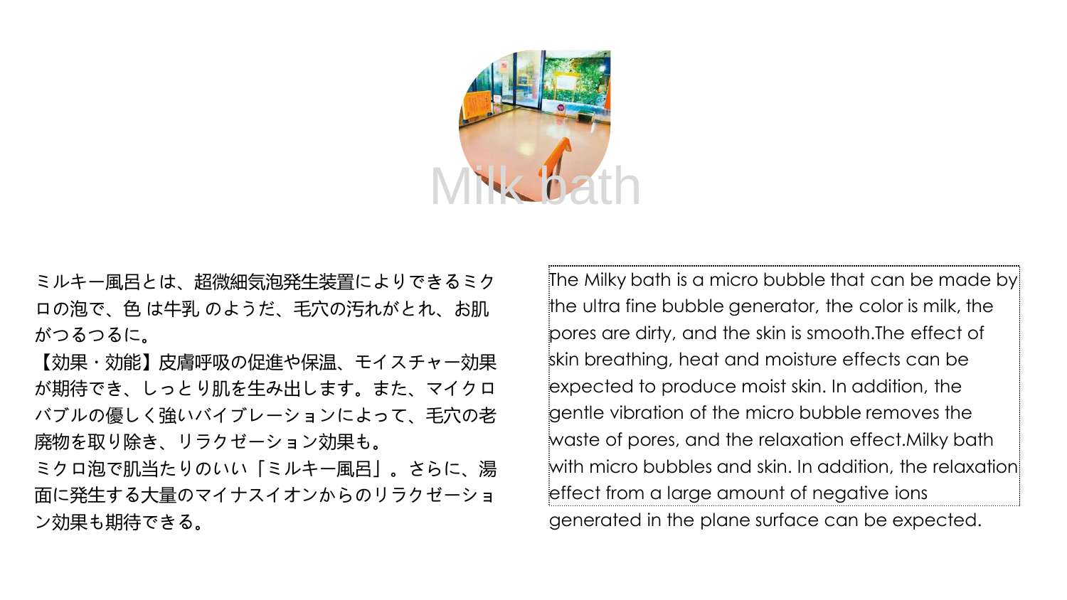# Milk bath

ミルキー風呂とは、超微細気泡発生装置によりできるミクロの泡で、色 は牛乳 のようだ、毛穴の汚れがとれ、お肌がつるつるに。

【効果・効能】皮膚呼吸の促進や保温、モイスチャー効果が期待でき、しっとり肌を生み出します。また、マイクロバブルの優しく強いバイブレーションによって、毛穴の老廃物を取り除き、リラクゼーション効果も。

ミクロ泡で肌当たりのいい「ミルキー風呂」。さらに、湯面に発生する大量のマイナスイオンからのリラクゼーション効果も期待できる。

The Milky bath is a micro bubble that can be made by the ultra fine bubble generator, the color is milk, the pores are dirty, and the skin is smooth.The effect of skin breathing, heat and moisture effects can be expected to produce moist skin. In addition, the gentle vibration of the micro bubble removes the waste of pores, and the relaxation effect.Milky bath with micro bubbles and skin. In addition, the relaxation effect from a large amount of negative ions generated in the plane surface can be expected.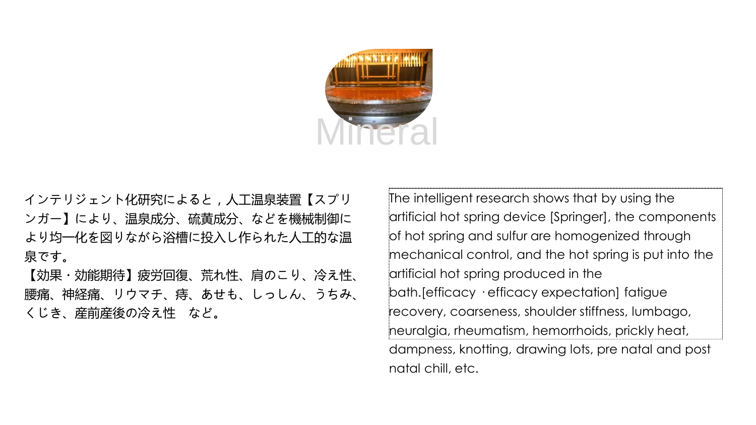# Mineral

インテリジェント化研究によると，人工温泉装置【スプリンガー】により、温泉成分、硫黄成分、などを機械制御により均一化を図りながら浴槽に投入し作られた人工的な温泉です。
【効果・効能期待】疲労回復、荒れ性、肩のこり、冷え性、腰痛、神経痛、リウマチ、痔、あせも、しっしん、うちみ、くじき、産前産後の冷え性　など。

The intelligent research shows that by using the artificial hot spring device [Springer], the components of hot spring and sulfur are homogenized through mechanical control, and the hot spring is put into the artificial hot spring produced in the bath.[efficacy ·efficacy expectation] fatigue recovery, coarseness, shoulder stiffness, lumbago, neuralgia, rheumatism, hemorrhoids, prickly heat, dampness, knotting, drawing lots, pre natal and post natal chill, etc.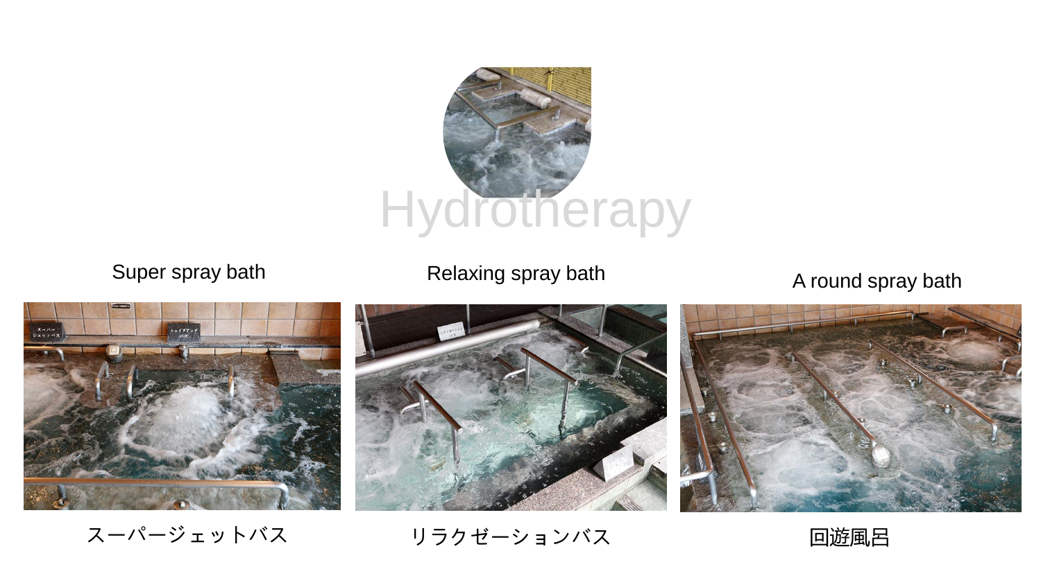# Hydrotherapy

| Super spray bath | Relaxing spray bath | A round spray bath |
| --- | --- | --- |
| スーパージェットバス | リラクゼーションバス | 回遊風呂 |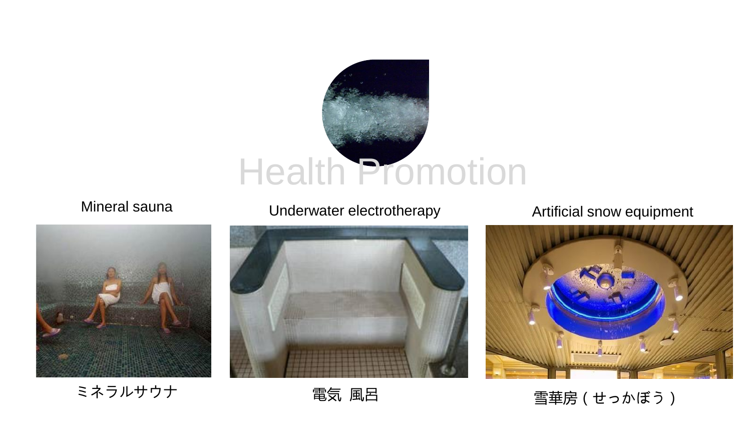# Health Promotion

| Mineral sauna | Underwater electrotherapy | Artificial snow equipment |
| --- | --- | --- |
| ミネラルサウナ | 電気 風呂 | 雪華房（せっかぼう） |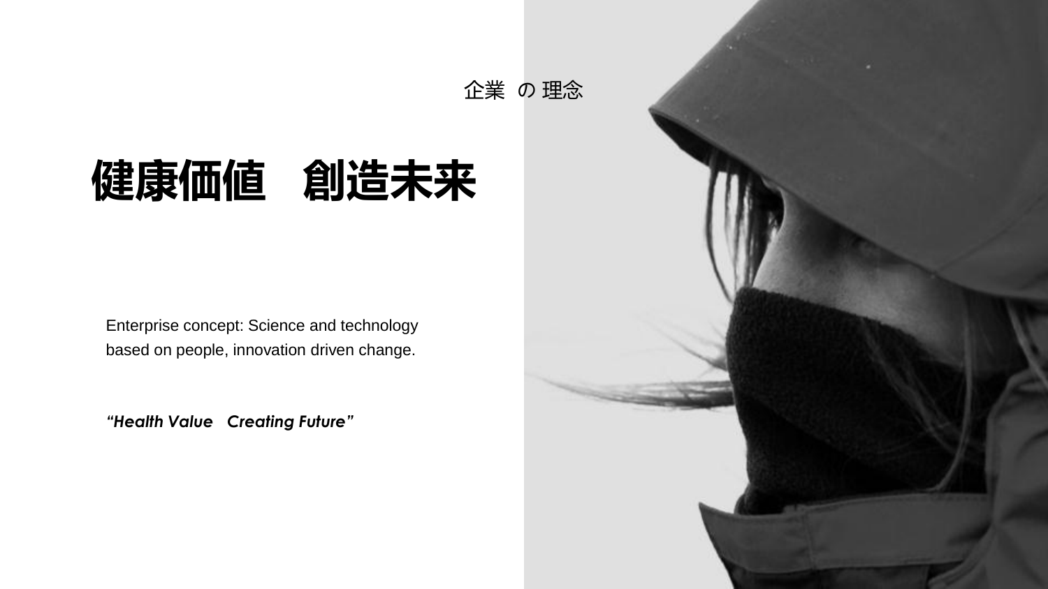企業 の 理念

# 健康価値　創造未来

Enterprise concept: Science and technology based on people, innovation driven change.

***"Health Value   Creating Future"***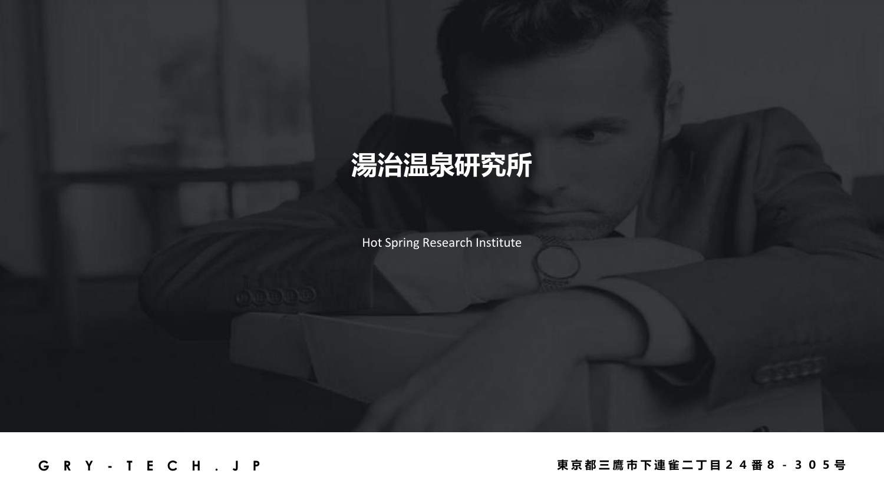# 湯治温泉研究所

Hot Spring Research Institute

G R Y - T E C H . J P

東京都三鷹市下連雀二丁目２４番８－３０５号